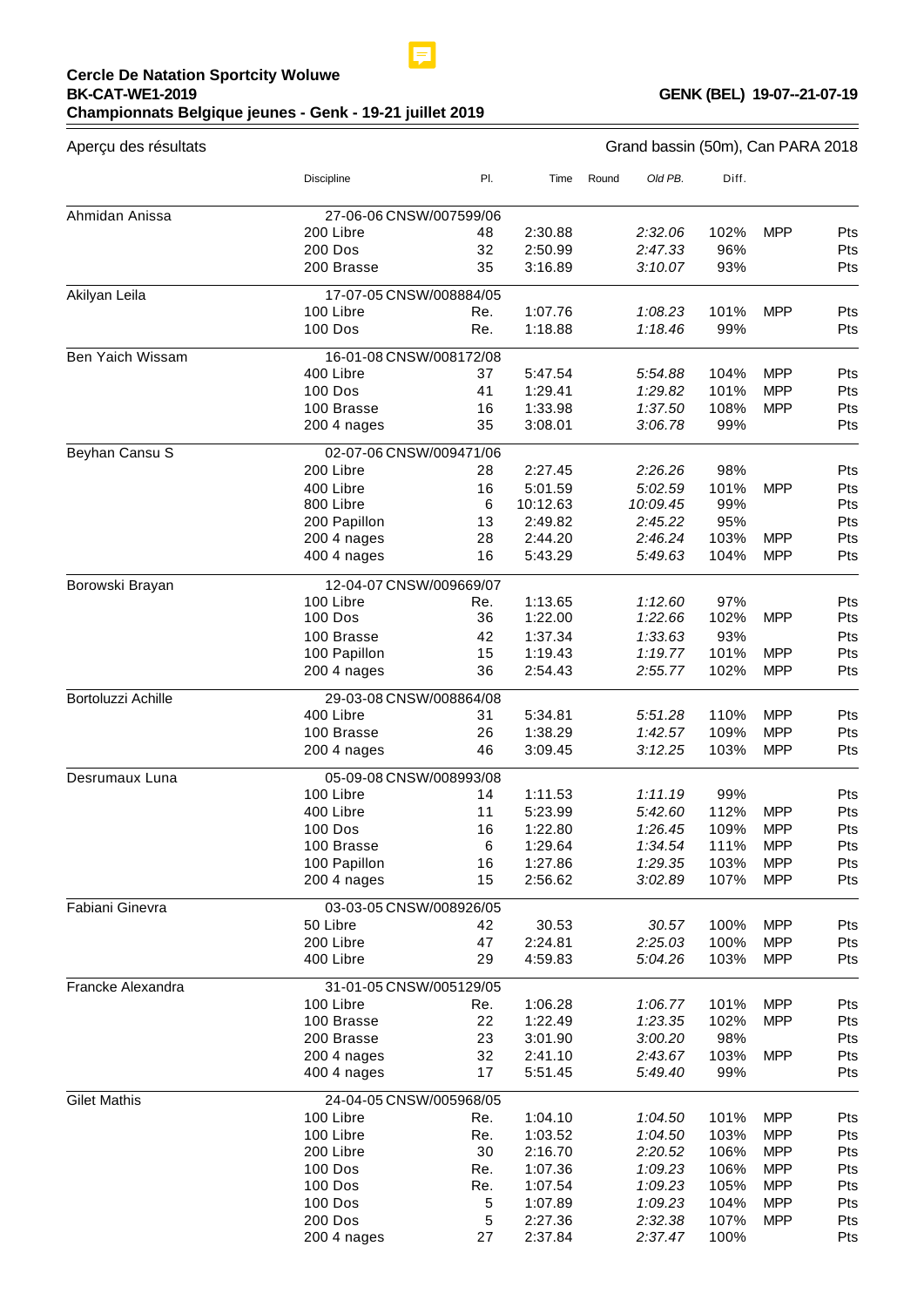**Cercle De Natation Sportcity Woluwe**
**BK-CAT-WE1-2019** **GENK (BEL) 19-07--21-07-19**
**Championnats Belgique jeunes - Genk - 19-21 juillet 2019**

Aperçu des résultats — Grand bassin (50m), Can PARA 2018

| | Discipline | Pl. | Time | Round | Old PB. | Diff. | | |
|---|---|---|---|---|---|---|---|---|
| Ahmidan Anissa | 27-06-06 CNSW/007599/06 | | | | | | | |
| | 200 Libre | 48 | 2:30.88 | | *2:32.06* | 102% | MPP | Pts |
| | 200 Dos | 32 | 2:50.99 | | *2:47.33* | 96% | | Pts |
| | 200 Brasse | 35 | 3:16.89 | | *3:10.07* | 93% | | Pts |
| Akilyan Leila | 17-07-05 CNSW/008884/05 | | | | | | | |
| | 100 Libre | Re. | 1:07.76 | | *1:08.23* | 101% | MPP | Pts |
| | 100 Dos | Re. | 1:18.88 | | *1:18.46* | 99% | | Pts |
| Ben Yaich Wissam | 16-01-08 CNSW/008172/08 | | | | | | | |
| | 400 Libre | 37 | 5:47.54 | | *5:54.88* | 104% | MPP | Pts |
| | 100 Dos | 41 | 1:29.41 | | *1:29.82* | 101% | MPP | Pts |
| | 100 Brasse | 16 | 1:33.98 | | *1:37.50* | 108% | MPP | Pts |
| | 200 4 nages | 35 | 3:08.01 | | *3:06.78* | 99% | | Pts |
| Beyhan Cansu S | 02-07-06 CNSW/009471/06 | | | | | | | |
| | 200 Libre | 28 | 2:27.45 | | *2:26.26* | 98% | | Pts |
| | 400 Libre | 16 | 5:01.59 | | *5:02.59* | 101% | MPP | Pts |
| | 800 Libre | 6 | 10:12.63 | | *10:09.45* | 99% | | Pts |
| | 200 Papillon | 13 | 2:49.82 | | *2:45.22* | 95% | | Pts |
| | 200 4 nages | 28 | 2:44.20 | | *2:46.24* | 103% | MPP | Pts |
| | 400 4 nages | 16 | 5:43.29 | | *5:49.63* | 104% | MPP | Pts |
| Borowski Brayan | 12-04-07 CNSW/009669/07 | | | | | | | |
| | 100 Libre | Re. | 1:13.65 | | *1:12.60* | 97% | | Pts |
| | 100 Dos | 36 | 1:22.00 | | *1:22.66* | 102% | MPP | Pts |
| | 100 Brasse | 42 | 1:37.34 | | *1:33.63* | 93% | | Pts |
| | 100 Papillon | 15 | 1:19.43 | | *1:19.77* | 101% | MPP | Pts |
| | 200 4 nages | 36 | 2:54.43 | | *2:55.77* | 102% | MPP | Pts |
| Bortoluzzi Achille | 29-03-08 CNSW/008864/08 | | | | | | | |
| | 400 Libre | 31 | 5:34.81 | | *5:51.28* | 110% | MPP | Pts |
| | 100 Brasse | 26 | 1:38.29 | | *1:42.57* | 109% | MPP | Pts |
| | 200 4 nages | 46 | 3:09.45 | | *3:12.25* | 103% | MPP | Pts |
| Desrumaux Luna | 05-09-08 CNSW/008993/08 | | | | | | | |
| | 100 Libre | 14 | 1:11.53 | | *1:11.19* | 99% | | Pts |
| | 400 Libre | 11 | 5:23.99 | | *5:42.60* | 112% | MPP | Pts |
| | 100 Dos | 16 | 1:22.80 | | *1:26.45* | 109% | MPP | Pts |
| | 100 Brasse | 6 | 1:29.64 | | *1:34.54* | 111% | MPP | Pts |
| | 100 Papillon | 16 | 1:27.86 | | *1:29.35* | 103% | MPP | Pts |
| | 200 4 nages | 15 | 2:56.62 | | *3:02.89* | 107% | MPP | Pts |
| Fabiani Ginevra | 03-03-05 CNSW/008926/05 | | | | | | | |
| | 50 Libre | 42 | 30.53 | | *30.57* | 100% | MPP | Pts |
| | 200 Libre | 47 | 2:24.81 | | *2:25.03* | 100% | MPP | Pts |
| | 400 Libre | 29 | 4:59.83 | | *5:04.26* | 103% | MPP | Pts |
| Francke Alexandra | 31-01-05 CNSW/005129/05 | | | | | | | |
| | 100 Libre | Re. | 1:06.28 | | *1:06.77* | 101% | MPP | Pts |
| | 100 Brasse | 22 | 1:22.49 | | *1:23.35* | 102% | MPP | Pts |
| | 200 Brasse | 23 | 3:01.90 | | *3:00.20* | 98% | | Pts |
| | 200 4 nages | 32 | 2:41.10 | | *2:43.67* | 103% | MPP | Pts |
| | 400 4 nages | 17 | 5:51.45 | | *5:49.40* | 99% | | Pts |
| Gilet Mathis | 24-04-05 CNSW/005968/05 | | | | | | | |
| | 100 Libre | Re. | 1:04.10 | | *1:04.50* | 101% | MPP | Pts |
| | 100 Libre | Re. | 1:03.52 | | *1:04.50* | 103% | MPP | Pts |
| | 200 Libre | 30 | 2:16.70 | | *2:20.52* | 106% | MPP | Pts |
| | 100 Dos | Re. | 1:07.36 | | *1:09.23* | 106% | MPP | Pts |
| | 100 Dos | Re. | 1:07.54 | | *1:09.23* | 105% | MPP | Pts |
| | 100 Dos | 5 | 1:07.89 | | *1:09.23* | 104% | MPP | Pts |
| | 200 Dos | 5 | 2:27.36 | | *2:32.38* | 107% | MPP | Pts |
| | 200 4 nages | 27 | 2:37.84 | | *2:37.47* | 100% | | Pts |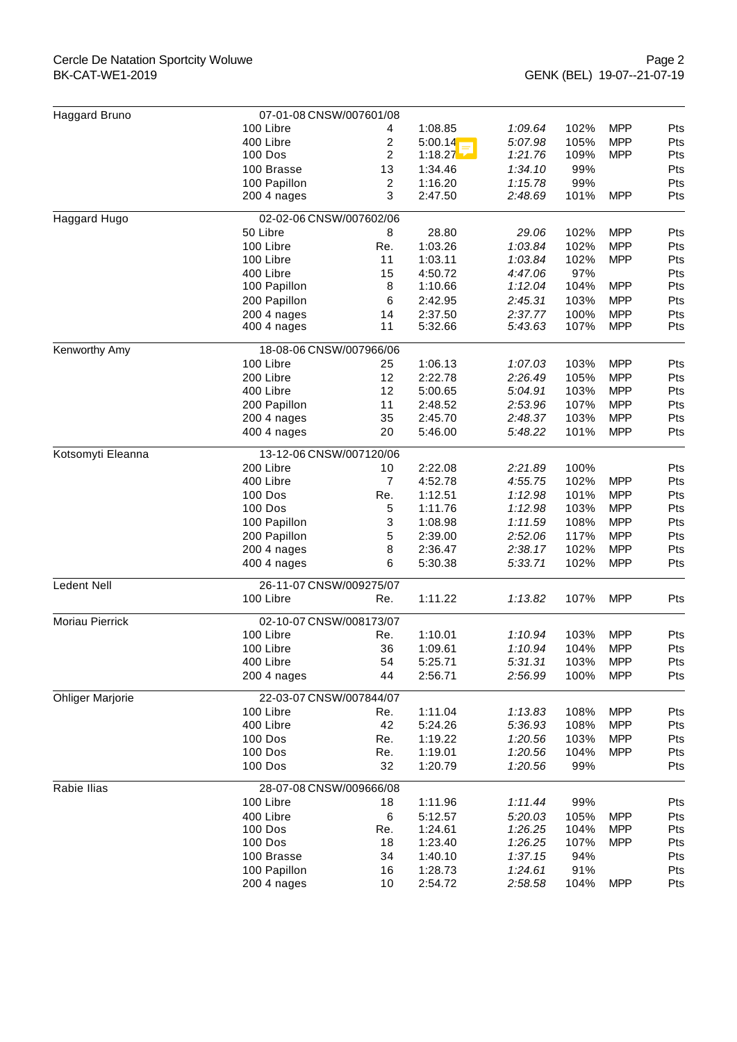| Name | Event | Place | Time | Entry time | % | MPP | Pts |
|---|---|---|---|---|---|---|---|
| Haggard Bruno | 07-01-08 CNSW/007601/08 | | | | | | |
| | 100 Libre | 4 | 1:08.85 | *1:09.64* | 102% | MPP | Pts |
| | 400 Libre | 2 | 5:00.14 | *5:07.98* | 105% | MPP | Pts |
| | 100 Dos | 2 | 1:18.27 | *1:21.76* | 109% | MPP | Pts |
| | 100 Brasse | 13 | 1:34.46 | *1:34.10* | 99% | | Pts |
| | 100 Papillon | 2 | 1:16.20 | *1:15.78* | 99% | | Pts |
| | 200 4 nages | 3 | 2:47.50 | *2:48.69* | 101% | MPP | Pts |
| Haggard Hugo | 02-02-06 CNSW/007602/06 | | | | | | |
| | 50 Libre | 8 | 28.80 | *29.06* | 102% | MPP | Pts |
| | 100 Libre | Re. | 1:03.26 | *1:03.84* | 102% | MPP | Pts |
| | 100 Libre | 11 | 1:03.11 | *1:03.84* | 102% | MPP | Pts |
| | 400 Libre | 15 | 4:50.72 | *4:47.06* | 97% | | Pts |
| | 100 Papillon | 8 | 1:10.66 | *1:12.04* | 104% | MPP | Pts |
| | 200 Papillon | 6 | 2:42.95 | *2:45.31* | 103% | MPP | Pts |
| | 200 4 nages | 14 | 2:37.50 | *2:37.77* | 100% | MPP | Pts |
| | 400 4 nages | 11 | 5:32.66 | *5:43.63* | 107% | MPP | Pts |
| Kenworthy Amy | 18-08-06 CNSW/007966/06 | | | | | | |
| | 100 Libre | 25 | 1:06.13 | *1:07.03* | 103% | MPP | Pts |
| | 200 Libre | 12 | 2:22.78 | *2:26.49* | 105% | MPP | Pts |
| | 400 Libre | 12 | 5:00.65 | *5:04.91* | 103% | MPP | Pts |
| | 200 Papillon | 11 | 2:48.52 | *2:53.96* | 107% | MPP | Pts |
| | 200 4 nages | 35 | 2:45.70 | *2:48.37* | 103% | MPP | Pts |
| | 400 4 nages | 20 | 5:46.00 | *5:48.22* | 101% | MPP | Pts |
| Kotsomyti Eleanna | 13-12-06 CNSW/007120/06 | | | | | | |
| | 200 Libre | 10 | 2:22.08 | *2:21.89* | 100% | | Pts |
| | 400 Libre | 7 | 4:52.78 | *4:55.75* | 102% | MPP | Pts |
| | 100 Dos | Re. | 1:12.51 | *1:12.98* | 101% | MPP | Pts |
| | 100 Dos | 5 | 1:11.76 | *1:12.98* | 103% | MPP | Pts |
| | 100 Papillon | 3 | 1:08.98 | *1:11.59* | 108% | MPP | Pts |
| | 200 Papillon | 5 | 2:39.00 | *2:52.06* | 117% | MPP | Pts |
| | 200 4 nages | 8 | 2:36.47 | *2:38.17* | 102% | MPP | Pts |
| | 400 4 nages | 6 | 5:30.38 | *5:33.71* | 102% | MPP | Pts |
| Ledent Nell | 26-11-07 CNSW/009275/07 | | | | | | |
| | 100 Libre | Re. | 1:11.22 | *1:13.82* | 107% | MPP | Pts |
| Moriau Pierrick | 02-10-07 CNSW/008173/07 | | | | | | |
| | 100 Libre | Re. | 1:10.01 | *1:10.94* | 103% | MPP | Pts |
| | 100 Libre | 36 | 1:09.61 | *1:10.94* | 104% | MPP | Pts |
| | 400 Libre | 54 | 5:25.71 | *5:31.31* | 103% | MPP | Pts |
| | 200 4 nages | 44 | 2:56.71 | *2:56.99* | 100% | MPP | Pts |
| Ohliger Marjorie | 22-03-07 CNSW/007844/07 | | | | | | |
| | 100 Libre | Re. | 1:11.04 | *1:13.83* | 108% | MPP | Pts |
| | 400 Libre | 42 | 5:24.26 | *5:36.93* | 108% | MPP | Pts |
| | 100 Dos | Re. | 1:19.22 | *1:20.56* | 103% | MPP | Pts |
| | 100 Dos | Re. | 1:19.01 | *1:20.56* | 104% | MPP | Pts |
| | 100 Dos | 32 | 1:20.79 | *1:20.56* | 99% | | Pts |
| Rabie Ilias | 28-07-08 CNSW/009666/08 | | | | | | |
| | 100 Libre | 18 | 1:11.96 | *1:11.44* | 99% | | Pts |
| | 400 Libre | 6 | 5:12.57 | *5:20.03* | 105% | MPP | Pts |
| | 100 Dos | Re. | 1:24.61 | *1:26.25* | 104% | MPP | Pts |
| | 100 Dos | 18 | 1:23.40 | *1:26.25* | 107% | MPP | Pts |
| | 100 Brasse | 34 | 1:40.10 | *1:37.15* | 94% | | Pts |
| | 100 Papillon | 16 | 1:28.73 | *1:24.61* | 91% | | Pts |
| | 200 4 nages | 10 | 2:54.72 | *2:58.58* | 104% | MPP | Pts |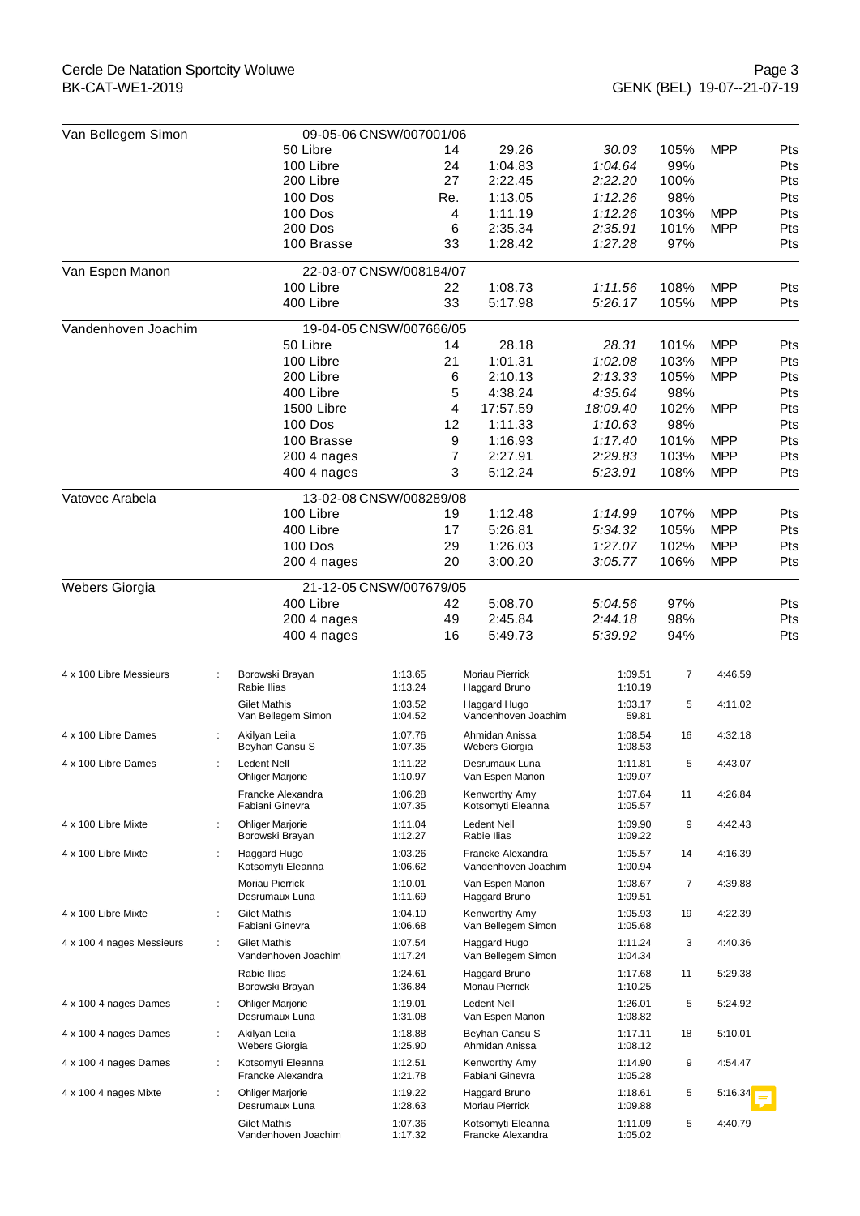| Swimmer | Event | Place | Time | Ref. time | % | | |
|---|---|---|---|---|---|---|---|
| Van Bellegem Simon | 09-05-06 CNSW/007001/06 | | | | | | |
| | 50 Libre | 14 | 29.26 | *30.03* | 105% | MPP | Pts |
| | 100 Libre | 24 | 1:04.83 | *1:04.64* | 99% | | Pts |
| | 200 Libre | 27 | 2:22.45 | *2:22.20* | 100% | | Pts |
| | 100 Dos | Re. | 1:13.05 | *1:12.26* | 98% | | Pts |
| | 100 Dos | 4 | 1:11.19 | *1:12.26* | 103% | MPP | Pts |
| | 200 Dos | 6 | 2:35.34 | *2:35.91* | 101% | MPP | Pts |
| | 100 Brasse | 33 | 1:28.42 | *1:27.28* | 97% | | Pts |
| Van Espen Manon | 22-03-07 CNSW/008184/07 | | | | | | |
| | 100 Libre | 22 | 1:08.73 | *1:11.56* | 108% | MPP | Pts |
| | 400 Libre | 33 | 5:17.98 | *5:26.17* | 105% | MPP | Pts |
| Vandenhoven Joachim | 19-04-05 CNSW/007666/05 | | | | | | |
| | 50 Libre | 14 | 28.18 | *28.31* | 101% | MPP | Pts |
| | 100 Libre | 21 | 1:01.31 | *1:02.08* | 103% | MPP | Pts |
| | 200 Libre | 6 | 2:10.13 | *2:13.33* | 105% | MPP | Pts |
| | 400 Libre | 5 | 4:38.24 | *4:35.64* | 98% | | Pts |
| | 1500 Libre | 4 | 17:57.59 | *18:09.40* | 102% | MPP | Pts |
| | 100 Dos | 12 | 1:11.33 | *1:10.63* | 98% | | Pts |
| | 100 Brasse | 9 | 1:16.93 | *1:17.40* | 101% | MPP | Pts |
| | 200 4 nages | 7 | 2:27.91 | *2:29.83* | 103% | MPP | Pts |
| | 400 4 nages | 3 | 5:12.24 | *5:23.91* | 108% | MPP | Pts |
| Vatovec Arabela | 13-02-08 CNSW/008289/08 | | | | | | |
| | 100 Libre | 19 | 1:12.48 | *1:14.99* | 107% | MPP | Pts |
| | 400 Libre | 17 | 5:26.81 | *5:34.32* | 105% | MPP | Pts |
| | 100 Dos | 29 | 1:26.03 | *1:27.07* | 102% | MPP | Pts |
| | 200 4 nages | 20 | 3:00.20 | *3:05.77* | 106% | MPP | Pts |
| Webers Giorgia | 21-12-05 CNSW/007679/05 | | | | | | |
| | 400 Libre | 42 | 5:08.70 | *5:04.56* | 97% | | Pts |
| | 200 4 nages | 49 | 2:45.84 | *2:44.18* | 98% | | Pts |
| | 400 4 nages | 16 | 5:49.73 | *5:39.92* | 94% | | Pts |

| Relay | Swimmer 1 / Swimmer 2 | Splits | Swimmer 3 / Swimmer 4 | Splits | Place | Time |
|---|---|---|---|---|---|---|
| 4 x 100 Libre Messieurs | Borowski Brayan / Rabie Ilias | 1:13.65 / 1:13.24 | Moriau Pierrick / Haggard Bruno | 1:09.51 / 1:10.19 | 7 | 4:46.59 |
| | Gilet Mathis / Van Bellegem Simon | 1:03.52 / 1:04.52 | Haggard Hugo / Vandenhoven Joachim | 1:03.17 / 59.81 | 5 | 4:11.02 |
| 4 x 100 Libre Dames | Akilyan Leila / Beyhan Cansu S | 1:07.76 / 1:07.35 | Ahmidan Anissa / Webers Giorgia | 1:08.54 / 1:08.53 | 16 | 4:32.18 |
| 4 x 100 Libre Dames | Ledent Nell / Ohliger Marjorie | 1:11.22 / 1:10.97 | Desrumaux Luna / Van Espen Manon | 1:11.81 / 1:09.07 | 5 | 4:43.07 |
| | Francke Alexandra / Fabiani Ginevra | 1:06.28 / 1:07.35 | Kenworthy Amy / Kotsomyti Eleanna | 1:07.64 / 1:05.57 | 11 | 4:26.84 |
| 4 x 100 Libre Mixte | Ohliger Marjorie / Borowski Brayan | 1:11.04 / 1:12.27 | Ledent Nell / Rabie Ilias | 1:09.90 / 1:09.22 | 9 | 4:42.43 |
| 4 x 100 Libre Mixte | Haggard Hugo / Kotsomyti Eleanna | 1:03.26 / 1:06.62 | Francke Alexandra / Vandenhoven Joachim | 1:05.57 / 1:00.94 | 14 | 4:16.39 |
| | Moriau Pierrick / Desrumaux Luna | 1:10.01 / 1:11.69 | Van Espen Manon / Haggard Bruno | 1:08.67 / 1:09.51 | 7 | 4:39.88 |
| 4 x 100 Libre Mixte | Gilet Mathis / Fabiani Ginevra | 1:04.10 / 1:06.68 | Kenworthy Amy / Van Bellegem Simon | 1:05.93 / 1:05.68 | 19 | 4:22.39 |
| 4 x 100 4 nages Messieurs | Gilet Mathis / Vandenhoven Joachim | 1:07.54 / 1:17.24 | Haggard Hugo / Van Bellegem Simon | 1:11.24 / 1:04.34 | 3 | 4:40.36 |
| | Rabie Ilias / Borowski Brayan | 1:24.61 / 1:36.84 | Haggard Bruno / Moriau Pierrick | 1:17.68 / 1:10.25 | 11 | 5:29.38 |
| 4 x 100 4 nages Dames | Ohliger Marjorie / Desrumaux Luna | 1:19.01 / 1:31.08 | Ledent Nell / Van Espen Manon | 1:26.01 / 1:08.82 | 5 | 5:24.92 |
| 4 x 100 4 nages Dames | Akilyan Leila / Webers Giorgia | 1:18.88 / 1:25.90 | Beyhan Cansu S / Ahmidan Anissa | 1:17.11 / 1:08.12 | 18 | 5:10.01 |
| 4 x 100 4 nages Dames | Kotsomyti Eleanna / Francke Alexandra | 1:12.51 / 1:21.78 | Kenworthy Amy / Fabiani Ginevra | 1:14.90 / 1:05.28 | 9 | 4:54.47 |
| 4 x 100 4 nages Mixte | Ohliger Marjorie / Desrumaux Luna | 1:19.22 / 1:28.63 | Haggard Bruno / Moriau Pierrick | 1:18.61 / 1:09.88 | 5 | 5:16.34 |
| | Gilet Mathis / Vandenhoven Joachim | 1:07.36 / 1:17.32 | Kotsomyti Eleanna / Francke Alexandra | 1:11.09 / 1:05.02 | 5 | 4:40.79 |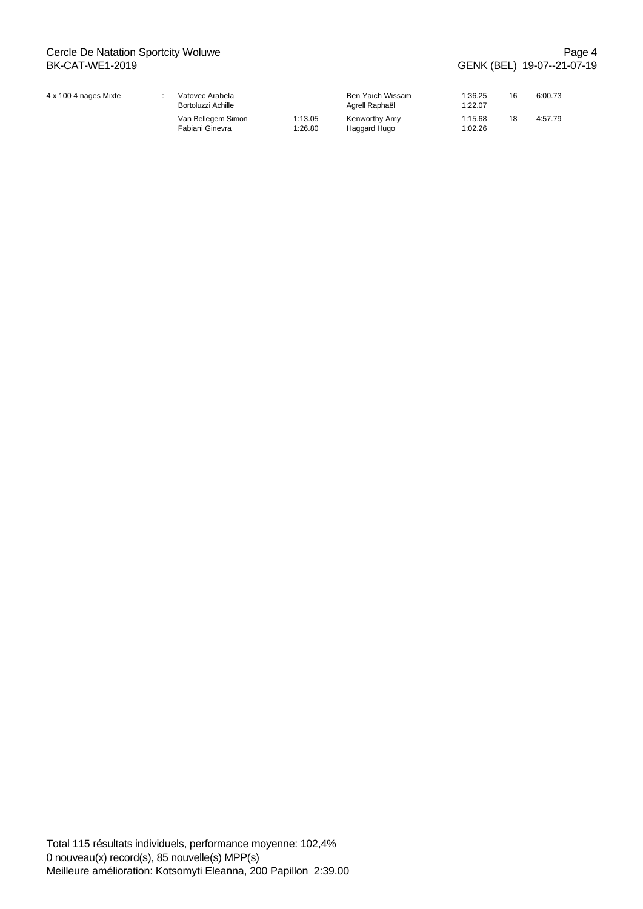| | | | | | | | |
|---|---|---|---|---|---|---|---|
| 4 x 100 4 nages Mixte | : | Vatovec Arabela | | Ben Yaich Wissam | 1:36.25 | 16 | 6:00.73 |
| | | Bortoluzzi Achille | | Agrell Raphaël | 1:22.07 | | |
| | | Van Bellegem Simon | 1:13.05 | Kenworthy Amy | 1:15.68 | 18 | 4:57.79 |
| | | Fabiani Ginevra | 1:26.80 | Haggard Hugo | 1:02.26 | | |

Total 115 résultats individuels, performance moyenne: 102,4%
0 nouveau(x) record(s), 85 nouvelle(s) MPP(s)
Meilleure amélioration: Kotsomyti Eleanna, 200 Papillon 2:39.00